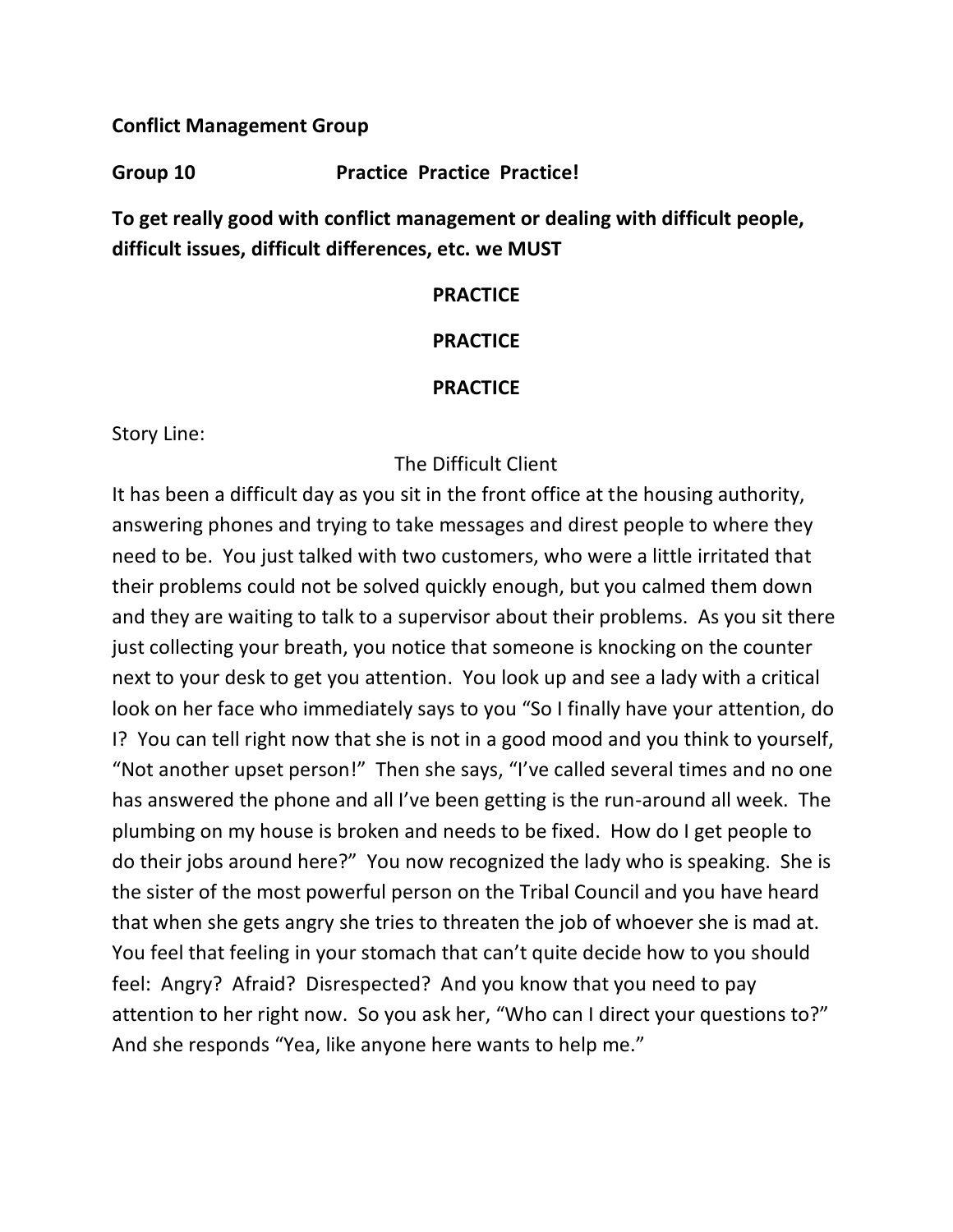**Conflict Management Group**

**Group 10 Practice Practice Practice!**

**To get really good with conflict management or dealing with difficult people, difficult issues, difficult differences, etc. we MUST**

**PRACTICE**

**PRACTICE**

**PRACTICE**

Story Line:

The Difficult Client

It has been a difficult day as you sit in the front office at the housing authority, answering phones and trying to take messages and direst people to where they need to be. You just talked with two customers, who were a little irritated that their problems could not be solved quickly enough, but you calmed them down and they are waiting to talk to a supervisor about their problems. As you sit there just collecting your breath, you notice that someone is knocking on the counter next to your desk to get you attention. You look up and see a lady with a critical look on her face who immediately says to you "So I finally have your attention, do I? You can tell right now that she is not in a good mood and you think to yourself, "Not another upset person!" Then she says, "I've called several times and no one has answered the phone and all I've been getting is the run-around all week. The plumbing on my house is broken and needs to be fixed. How do I get people to do their jobs around here?" You now recognized the lady who is speaking. She is the sister of the most powerful person on the Tribal Council and you have heard that when she gets angry she tries to threaten the job of whoever she is mad at. You feel that feeling in your stomach that can't quite decide how to you should feel: Angry? Afraid? Disrespected? And you know that you need to pay attention to her right now. So you ask her, "Who can I direct your questions to?" And she responds "Yea, like anyone here wants to help me."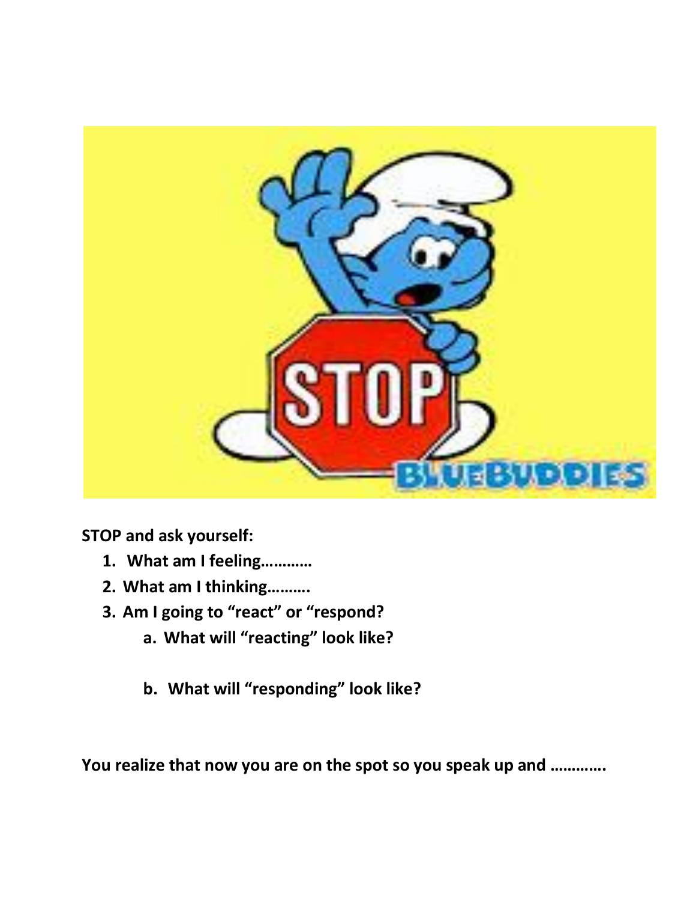**STOP and ask yourself:**

1. **What am I feeling…………**
2. **What am I thinking……….**
3. **Am I going to "react" or "respond?**
    a. **What will "reacting" look like?**

    b. **What will "responding" look like?**

**You realize that now you are on the spot so you speak up and ………….**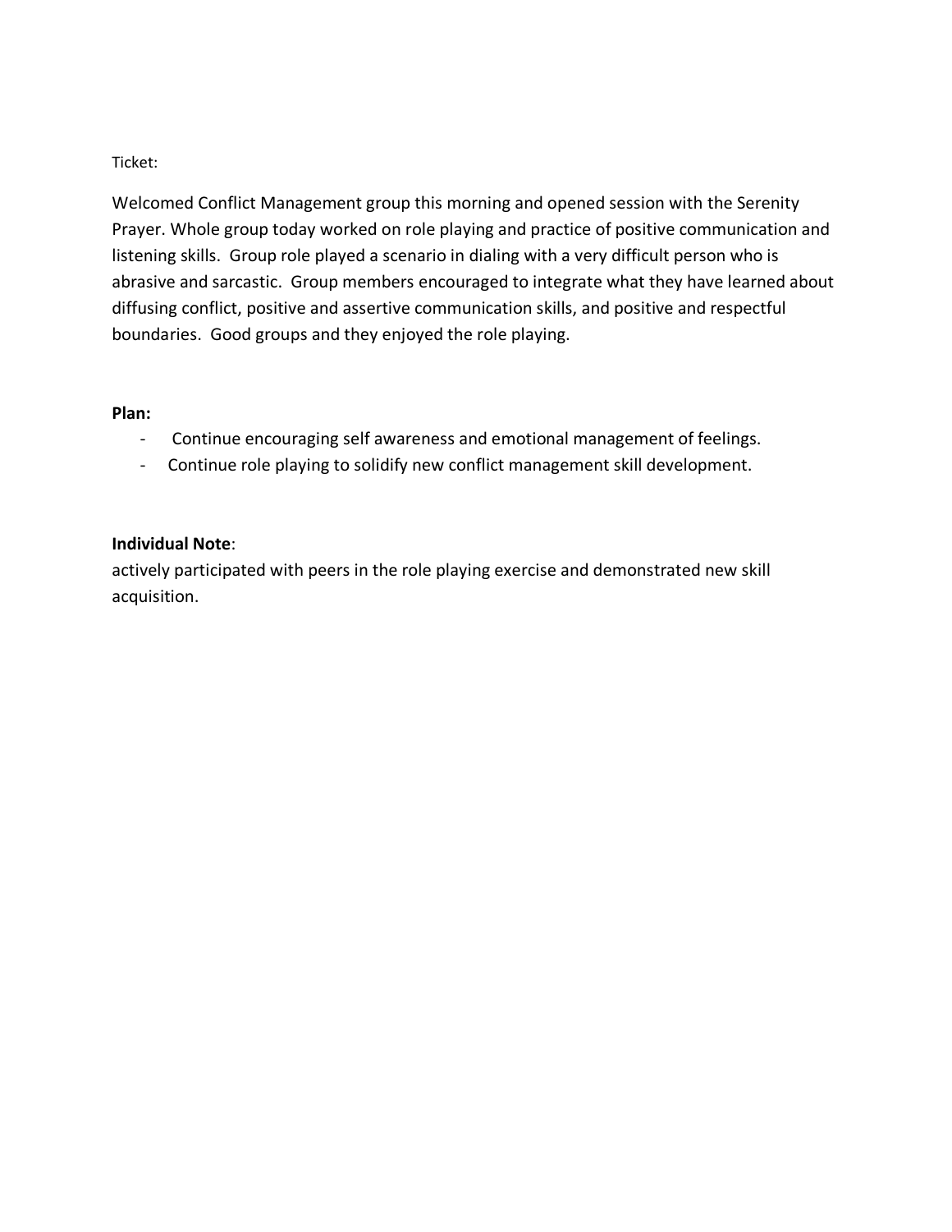Ticket:

Welcomed Conflict Management group this morning and opened session with the Serenity Prayer. Whole group today worked on role playing and practice of positive communication and listening skills. Group role played a scenario in dialing with a very difficult person who is abrasive and sarcastic. Group members encouraged to integrate what they have learned about diffusing conflict, positive and assertive communication skills, and positive and respectful boundaries. Good groups and they enjoyed the role playing.

**Plan:**

- Continue encouraging self awareness and emotional management of feelings.
- Continue role playing to solidify new conflict management skill development.

**Individual Note**:
actively participated with peers in the role playing exercise and demonstrated new skill acquisition.